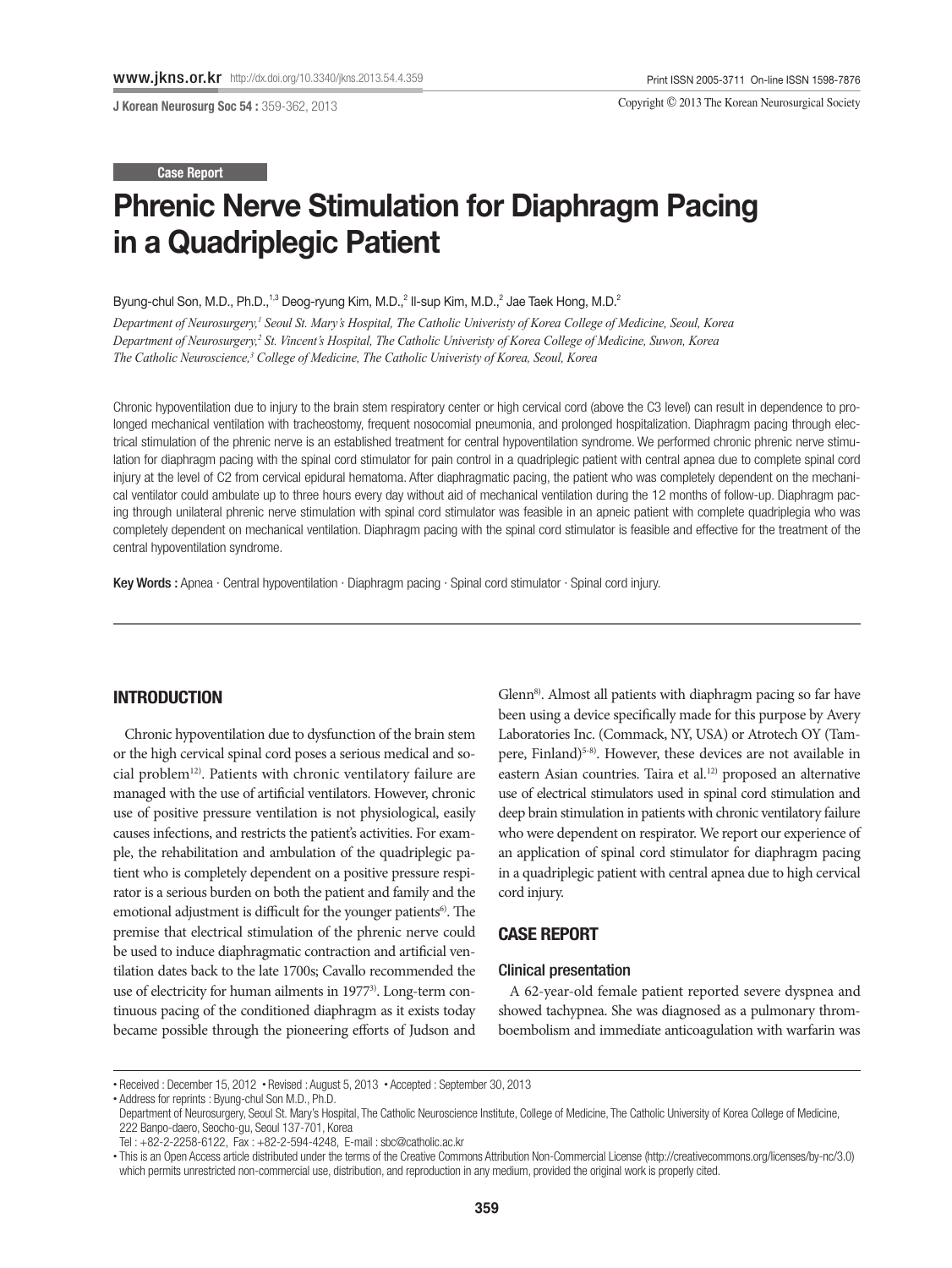Case Report

# Phrenic Nerve Stimulation for Diaphragm Pacing in a Quadriplegic Patient

Byung-chul Son, M.D., Ph.D.,[1,3] Deog-ryung Kim, M.D.,[2] Il-sup Kim, M.D.,[2] Jae Taek Hong, M.D.[2]

*Department of Neurosurgery,[1] Seoul St. Mary's Hospital, The Catholic Univeristy of Korea College of Medicine, Seoul, Korea*
*Department of Neurosurgery,[2] St. Vincent's Hospital, The Catholic Univeristy of Korea College of Medicine, Suwon, Korea*
*The Catholic Neuroscience,[3] College of Medicine, The Catholic Univeristy of Korea, Seoul, Korea*

Chronic hypoventilation due to injury to the brain stem respiratory center or high cervical cord (above the C3 level) can result in dependence to prolonged mechanical ventilation with tracheostomy, frequent nosocomial pneumonia, and prolonged hospitalization. Diaphragm pacing through electrical stimulation of the phrenic nerve is an established treatment for central hypoventilation syndrome. We performed chronic phrenic nerve stimulation for diaphragm pacing with the spinal cord stimulator for pain control in a quadriplegic patient with central apnea due to complete spinal cord injury at the level of C2 from cervical epidural hematoma. After diaphragmatic pacing, the patient who was completely dependent on the mechanical ventilator could ambulate up to three hours every day without aid of mechanical ventilation during the 12 months of follow-up. Diaphragm pacing through unilateral phrenic nerve stimulation with spinal cord stimulator was feasible in an apneic patient with complete quadriplegia who was completely dependent on mechanical ventilation. Diaphragm pacing with the spinal cord stimulator is feasible and effective for the treatment of the central hypoventilation syndrome.

**Key Words :** Apnea · Central hypoventilation · Diaphragm pacing · Spinal cord stimulator · Spinal cord injury.

## INTRODUCTION

Chronic hypoventilation due to dysfunction of the brain stem or the high cervical spinal cord poses a serious medical and social problem[12]. Patients with chronic ventilatory failure are managed with the use of artificial ventilators. However, chronic use of positive pressure ventilation is not physiological, easily causes infections, and restricts the patient's activities. For example, the rehabilitation and ambulation of the quadriplegic patient who is completely dependent on a positive pressure respirator is a serious burden on both the patient and family and the emotional adjustment is difficult for the younger patients[6]. The premise that electrical stimulation of the phrenic nerve could be used to induce diaphragmatic contraction and artificial ventilation dates back to the late 1700s; Cavallo recommended the use of electricity for human ailments in 1977[3]. Long-term continuous pacing of the conditioned diaphragm as it exists today became possible through the pioneering efforts of Judson and Glenn[8]. Almost all patients with diaphragm pacing so far have been using a device specifically made for this purpose by Avery Laboratories Inc. (Commack, NY, USA) or Atrotech OY (Tampere, Finland)[5-8]. However, these devices are not available in eastern Asian countries. Taira et al.[12] proposed an alternative use of electrical stimulators used in spinal cord stimulation and deep brain stimulation in patients with chronic ventilatory failure who were dependent on respirator. We report our experience of an application of spinal cord stimulator for diaphragm pacing in a quadriplegic patient with central apnea due to high cervical cord injury.

## CASE REPORT

### Clinical presentation

A 62-year-old female patient reported severe dyspnea and showed tachypnea. She was diagnosed as a pulmonary thromboembolism and immediate anticoagulation with warfarin was

---

• Received : December 15, 2012 • Revised : August 5, 2013 • Accepted : September 30, 2013
• Address for reprints : Byung-chul Son M.D., Ph.D.
Department of Neurosurgery, Seoul St. Mary's Hospital, The Catholic Neuroscience Institute, College of Medicine, The Catholic University of Korea College of Medicine, 222 Banpo-daero, Seocho-gu, Seoul 137-701, Korea
Tel : +82-2-2258-6122, Fax : +82-2-594-4248, E-mail : sbc@catholic.ac.kr
• This is an Open Access article distributed under the terms of the Creative Commons Attribution Non-Commercial License (http://creativecommons.org/licenses/by-nc/3.0) which permits unrestricted non-commercial use, distribution, and reproduction in any medium, provided the original work is properly cited.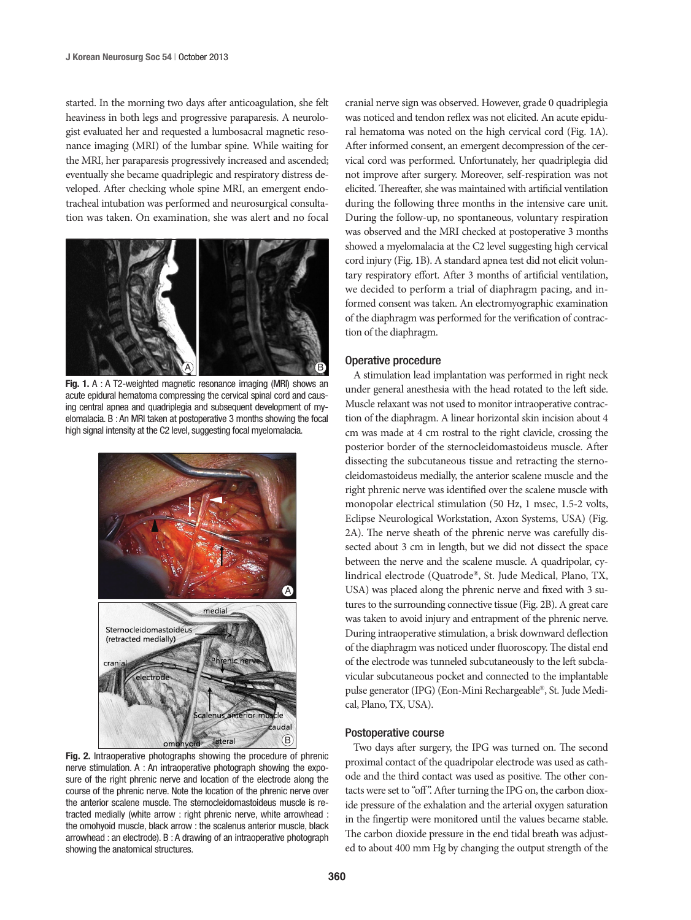started. In the morning two days after anticoagulation, she felt heaviness in both legs and progressive paraparesis. A neurologist evaluated her and requested a lumbosacral magnetic resonance imaging (MRI) of the lumbar spine. While waiting for the MRI, her paraparesis progressively increased and ascended; eventually she became quadriplegic and respiratory distress developed. After checking whole spine MRI, an emergent endotracheal intubation was performed and neurosurgical consultation was taken. On examination, she was alert and no focal cranial nerve sign was observed. However, grade 0 quadriplegia was noticed and tendon reflex was not elicited. An acute epidural hematoma was noted on the high cervical cord (Fig. 1A). After informed consent, an emergent decompression of the cervical cord was performed. Unfortunately, her quadriplegia did not improve after surgery. Moreover, self-respiration was not elicited. Thereafter, she was maintained with artificial ventilation during the following three months in the intensive care unit. During the follow-up, no spontaneous, voluntary respiration was observed and the MRI checked at postoperative 3 months showed a myelomalacia at the C2 level suggesting high cervical cord injury (Fig. 1B). A standard apnea test did not elicit voluntary respiratory effort. After 3 months of artificial ventilation, we decided to perform a trial of diaphragm pacing, and informed consent was taken. An electromyographic examination of the diaphragm was performed for the verification of contraction of the diaphragm.

**Fig. 1.** A : A T2-weighted magnetic resonance imaging (MRI) shows an acute epidural hematoma compressing the cervical spinal cord and causing central apnea and quadriplegia and subsequent development of myelomalacia. B : An MRI taken at postoperative 3 months showing the focal high signal intensity at the C2 level, suggesting focal myelomalacia.

**Fig. 2.** Intraoperative photographs showing the procedure of phrenic nerve stimulation. A : An intraoperative photograph showing the exposure of the right phrenic nerve and location of the electrode along the course of the phrenic nerve. Note the location of the phrenic nerve over the anterior scalene muscle. The sternocleidomastoideus muscle is retracted medially (white arrow : right phrenic nerve, white arrowhead : the omohyoid muscle, black arrow : the scalenus anterior muscle, black arrowhead : an electrode). B : A drawing of an intraoperative photograph showing the anatomical structures.

### Operative procedure

A stimulation lead implantation was performed in right neck under general anesthesia with the head rotated to the left side. Muscle relaxant was not used to monitor intraoperative contraction of the diaphragm. A linear horizontal skin incision about 4 cm was made at 4 cm rostral to the right clavicle, crossing the posterior border of the sternocleidomastoideus muscle. After dissecting the subcutaneous tissue and retracting the sternocleidomastoideus medially, the anterior scalene muscle and the right phrenic nerve was identified over the scalene muscle with monopolar electrical stimulation (50 Hz, 1 msec, 1.5-2 volts, Eclipse Neurological Workstation, Axon Systems, USA) (Fig. 2A). The nerve sheath of the phrenic nerve was carefully dissected about 3 cm in length, but we did not dissect the space between the nerve and the scalene muscle. A quadripolar, cylindrical electrode (Quatrode®, St. Jude Medical, Plano, TX, USA) was placed along the phrenic nerve and fixed with 3 sutures to the surrounding connective tissue (Fig. 2B). A great care was taken to avoid injury and entrapment of the phrenic nerve. During intraoperative stimulation, a brisk downward deflection of the diaphragm was noticed under fluoroscopy. The distal end of the electrode was tunneled subcutaneously to the left subclavicular subcutaneous pocket and connected to the implantable pulse generator (IPG) (Eon-Mini Rechargeable®, St. Jude Medical, Plano, TX, USA).

### Postoperative course

Two days after surgery, the IPG was turned on. The second proximal contact of the quadripolar electrode was used as cathode and the third contact was used as positive. The other contacts were set to "off". After turning the IPG on, the carbon dioxide pressure of the exhalation and the arterial oxygen saturation in the fingertip were monitored until the values became stable. The carbon dioxide pressure in the end tidal breath was adjusted to about 400 mm Hg by changing the output strength of the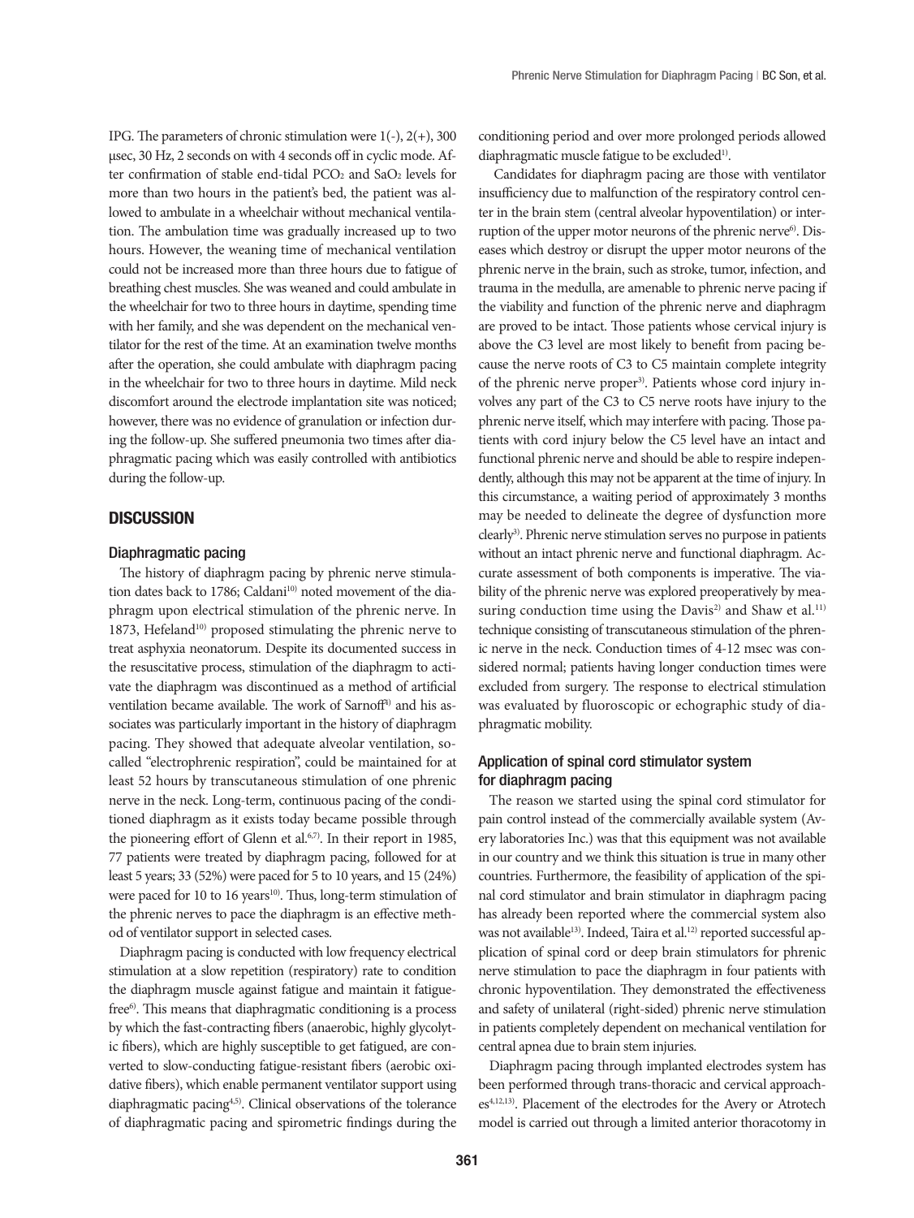IPG. The parameters of chronic stimulation were 1(-), 2(+), 300 μsec, 30 Hz, 2 seconds on with 4 seconds off in cyclic mode. After confirmation of stable end-tidal $PCO_2$ and $SaO_2$ levels for more than two hours in the patient's bed, the patient was allowed to ambulate in a wheelchair without mechanical ventilation. The ambulation time was gradually increased up to two hours. However, the weaning time of mechanical ventilation could not be increased more than three hours due to fatigue of breathing chest muscles. She was weaned and could ambulate in the wheelchair for two to three hours in daytime, spending time with her family, and she was dependent on the mechanical ventilator for the rest of the time. At an examination twelve months after the operation, she could ambulate with diaphragm pacing in the wheelchair for two to three hours in daytime. Mild neck discomfort around the electrode implantation site was noticed; however, there was no evidence of granulation or infection during the follow-up. She suffered pneumonia two times after diaphragmatic pacing which was easily controlled with antibiotics during the follow-up.

## DISCUSSION

### Diaphragmatic pacing

The history of diaphragm pacing by phrenic nerve stimulation dates back to 1786; Caldani[10] noted movement of the diaphragm upon electrical stimulation of the phrenic nerve. In 1873, Hefeland[10] proposed stimulating the phrenic nerve to treat asphyxia neonatorum. Despite its documented success in the resuscitative process, stimulation of the diaphragm to activate the diaphragm was discontinued as a method of artificial ventilation became available. The work of Sarnoff[8] and his associates was particularly important in the history of diaphragm pacing. They showed that adequate alveolar ventilation, so-called "electrophrenic respiration", could be maintained for at least 52 hours by transcutaneous stimulation of one phrenic nerve in the neck. Long-term, continuous pacing of the conditioned diaphragm as it exists today became possible through the pioneering effort of Glenn et al.[6,7]. In their report in 1985, 77 patients were treated by diaphragm pacing, followed for at least 5 years; 33 (52%) were paced for 5 to 10 years, and 15 (24%) were paced for 10 to 16 years[10]. Thus, long-term stimulation of the phrenic nerves to pace the diaphragm is an effective method of ventilator support in selected cases.

Diaphragm pacing is conducted with low frequency electrical stimulation at a slow repetition (respiratory) rate to condition the diaphragm muscle against fatigue and maintain it fatigue-free[6]. This means that diaphragmatic conditioning is a process by which the fast-contracting fibers (anaerobic, highly glycolytic fibers), which are highly susceptible to get fatigued, are converted to slow-conducting fatigue-resistant fibers (aerobic oxidative fibers), which enable permanent ventilator support using diaphragmatic pacing[4,5]. Clinical observations of the tolerance of diaphragmatic pacing and spirometric findings during the conditioning period and over more prolonged periods allowed diaphragmatic muscle fatigue to be excluded[1].

Candidates for diaphragm pacing are those with ventilator insufficiency due to malfunction of the respiratory control center in the brain stem (central alveolar hypoventilation) or interruption of the upper motor neurons of the phrenic nerve[6]. Diseases which destroy or disrupt the upper motor neurons of the phrenic nerve in the brain, such as stroke, tumor, infection, and trauma in the medulla, are amenable to phrenic nerve pacing if the viability and function of the phrenic nerve and diaphragm are proved to be intact. Those patients whose cervical injury is above the C3 level are most likely to benefit from pacing because the nerve roots of C3 to C5 maintain complete integrity of the phrenic nerve proper[3]. Patients whose cord injury involves any part of the C3 to C5 nerve roots have injury to the phrenic nerve itself, which may interfere with pacing. Those patients with cord injury below the C5 level have an intact and functional phrenic nerve and should be able to respire independently, although this may not be apparent at the time of injury. In this circumstance, a waiting period of approximately 3 months may be needed to delineate the degree of dysfunction more clearly[3]. Phrenic nerve stimulation serves no purpose in patients without an intact phrenic nerve and functional diaphragm. Accurate assessment of both components is imperative. The viability of the phrenic nerve was explored preoperatively by measuring conduction time using the Davis[2] and Shaw et al.[11] technique consisting of transcutaneous stimulation of the phrenic nerve in the neck. Conduction times of 4-12 msec was considered normal; patients having longer conduction times were excluded from surgery. The response to electrical stimulation was evaluated by fluoroscopic or echographic study of diaphragmatic mobility.

### Application of spinal cord stimulator system for diaphragm pacing

The reason we started using the spinal cord stimulator for pain control instead of the commercially available system (Avery laboratories Inc.) was that this equipment was not available in our country and we think this situation is true in many other countries. Furthermore, the feasibility of application of the spinal cord stimulator and brain stimulator in diaphragm pacing has already been reported where the commercial system also was not available[13]. Indeed, Taira et al.[12] reported successful application of spinal cord or deep brain stimulators for phrenic nerve stimulation to pace the diaphragm in four patients with chronic hypoventilation. They demonstrated the effectiveness and safety of unilateral (right-sided) phrenic nerve stimulation in patients completely dependent on mechanical ventilation for central apnea due to brain stem injuries.

Diaphragm pacing through implanted electrodes system has been performed through trans-thoracic and cervical approaches[4,12,13]. Placement of the electrodes for the Avery or Atrotech model is carried out through a limited anterior thoracotomy in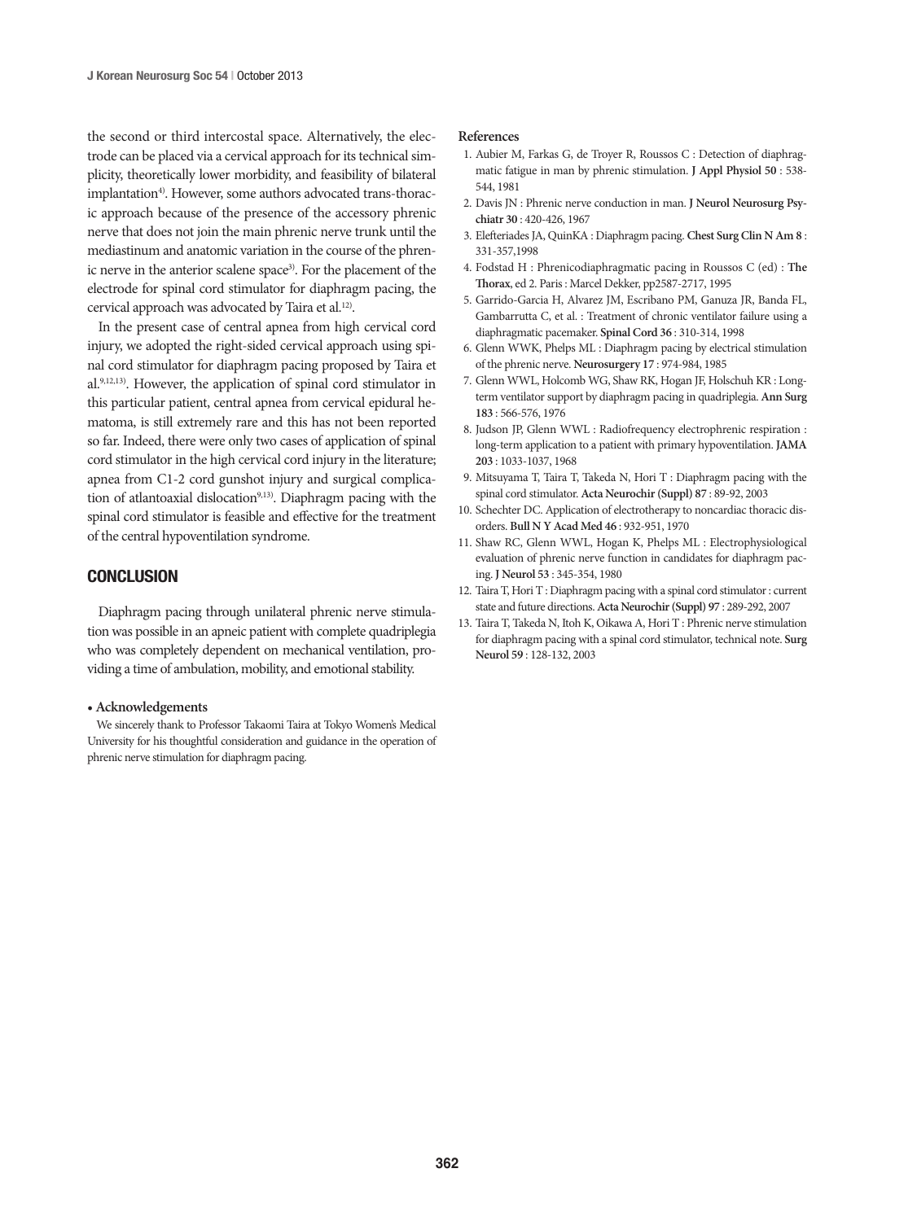the second or third intercostal space. Alternatively, the electrode can be placed via a cervical approach for its technical simplicity, theoretically lower morbidity, and feasibility of bilateral implantation[4]. However, some authors advocated trans-thoracic approach because of the presence of the accessory phrenic nerve that does not join the main phrenic nerve trunk until the mediastinum and anatomic variation in the course of the phrenic nerve in the anterior scalene space[3]. For the placement of the electrode for spinal cord stimulator for diaphragm pacing, the cervical approach was advocated by Taira et al.[12].

In the present case of central apnea from high cervical cord injury, we adopted the right-sided cervical approach using spinal cord stimulator for diaphragm pacing proposed by Taira et al.[9,12,13]. However, the application of spinal cord stimulator in this particular patient, central apnea from cervical epidural hematoma, is still extremely rare and this has not been reported so far. Indeed, there were only two cases of application of spinal cord stimulator in the high cervical cord injury in the literature; apnea from C1-2 cord gunshot injury and surgical complication of atlantoaxial dislocation[9,13]. Diaphragm pacing with the spinal cord stimulator is feasible and effective for the treatment of the central hypoventilation syndrome.

## CONCLUSION

Diaphragm pacing through unilateral phrenic nerve stimulation was possible in an apneic patient with complete quadriplegia who was completely dependent on mechanical ventilation, providing a time of ambulation, mobility, and emotional stability.

**• Acknowledgements**

We sincerely thank to Professor Takaomi Taira at Tokyo Women's Medical University for his thoughtful consideration and guidance in the operation of phrenic nerve stimulation for diaphragm pacing.

### References

1. Aubier M, Farkas G, de Troyer R, Roussos C : Detection of diaphragmatic fatigue in man by phrenic stimulation. **J Appl Physiol 50** : 538-544, 1981
2. Davis JN : Phrenic nerve conduction in man. **J Neurol Neurosurg Psychiatr 30** : 420-426, 1967
3. Elefteriades JA, QuinKA : Diaphragm pacing. **Chest Surg Clin N Am 8** : 331-357,1998
4. Fodstad H : Phrenicodiaphragmatic pacing in Roussos C (ed) : **The Thorax**, ed 2. Paris : Marcel Dekker, pp2587-2717, 1995
5. Garrido-Garcia H, Alvarez JM, Escribano PM, Ganuza JR, Banda FL, Gambarrutta C, et al. : Treatment of chronic ventilator failure using a diaphragmatic pacemaker. **Spinal Cord 36** : 310-314, 1998
6. Glenn WWK, Phelps ML : Diaphragm pacing by electrical stimulation of the phrenic nerve. **Neurosurgery 17** : 974-984, 1985
7. Glenn WWL, Holcomb WG, Shaw RK, Hogan JF, Holschuh KR : Long-term ventilator support by diaphragm pacing in quadriplegia. **Ann Surg 183** : 566-576, 1976
8. Judson JP, Glenn WWL : Radiofrequency electrophrenic respiration : long-term application to a patient with primary hypoventilation. **JAMA 203** : 1033-1037, 1968
9. Mitsuyama T, Taira T, Takeda N, Hori T : Diaphragm pacing with the spinal cord stimulator. **Acta Neurochir (Suppl) 87** : 89-92, 2003
10. Schechter DC. Application of electrotherapy to noncardiac thoracic disorders. **Bull N Y Acad Med 46** : 932-951, 1970
11. Shaw RC, Glenn WWL, Hogan K, Phelps ML : Electrophysiological evaluation of phrenic nerve function in candidates for diaphragm pacing. **J Neurol 53** : 345-354, 1980
12. Taira T, Hori T : Diaphragm pacing with a spinal cord stimulator : current state and future directions. **Acta Neurochir (Suppl) 97** : 289-292, 2007
13. Taira T, Takeda N, Itoh K, Oikawa A, Hori T : Phrenic nerve stimulation for diaphragm pacing with a spinal cord stimulator, technical note. **Surg Neurol 59** : 128-132, 2003